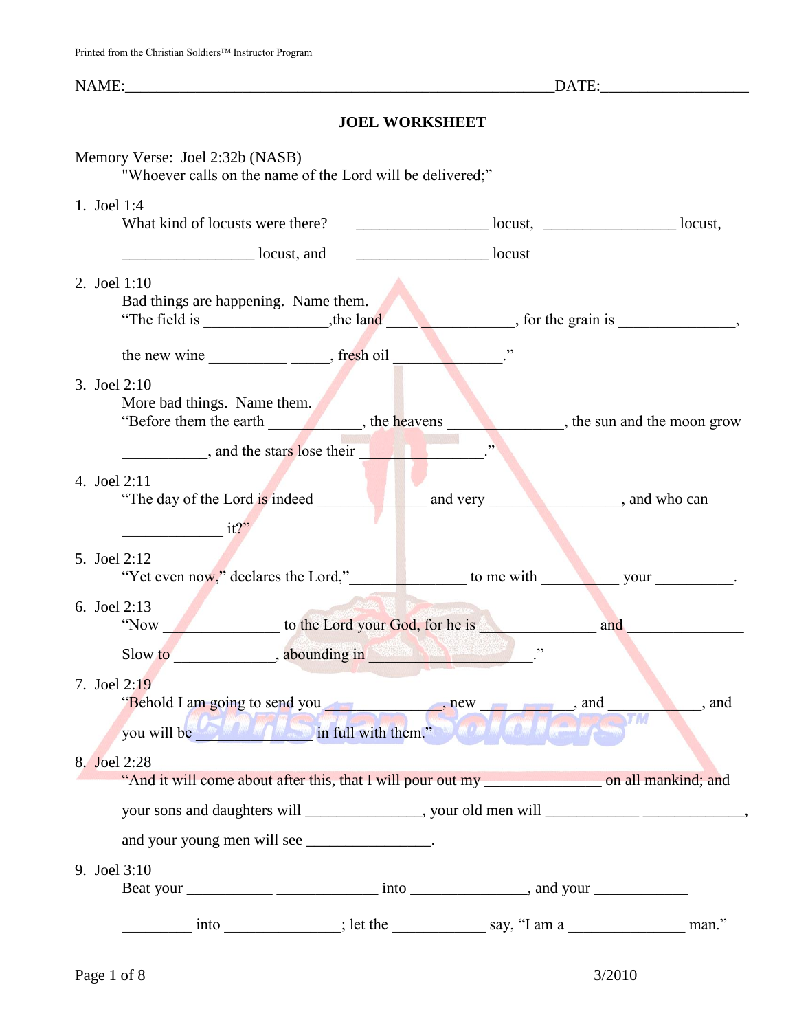NAME:_______________________________________________________DATE:___________________

# JOEL WORKSHEET

Memory Verse: Joel 2:32b (NASB)
"Whoever calls on the name of the Lord will be delivered;"

1. Joel 1:4
   What kind of locusts were there? _________________ locust, _________________ locust,

   _________________ locust, and _________________ locust

2. Joel 1:10
   Bad things are happening. Name them.
   "The field is ________________,the land ____ ____________, for the grain is _______________,

   the new wine __________ _____, fresh oil ______________."

3. Joel 2:10
   More bad things. Name them.
   "Before them the earth ____________, the heavens _______________, the sun and the moon grow

   ___________, and the stars lose their ________________."

4. Joel 2:11
   "The day of the Lord is indeed ______________ and very _________________, and who can

   _____________ it?"

5. Joel 2:12
   "Yet even now," declares the Lord,"_______________ to me with __________ your __________.

6. Joel 2:13
   "Now _______________ to the Lord your God, for he is _______________ and _______________

   Slow to _____________, abounding in ______________________."

7. Joel 2:19
   "Behold I am going to send you _____________, new ___________, and ____________, and

   you will be ________________ in full with them."

8. Joel 2:28
   "And it will come about after this, that I will pour out my _______________ on all mankind; and

   your sons and daughters will _______________, your old men will ____________ _____________,

   and your young men will see ________________.

9. Joel 3:10
   Beat your ___________ _____________ into _______________, and your ____________

   _________ into _______________; let the ____________ say, "I am a _______________ man."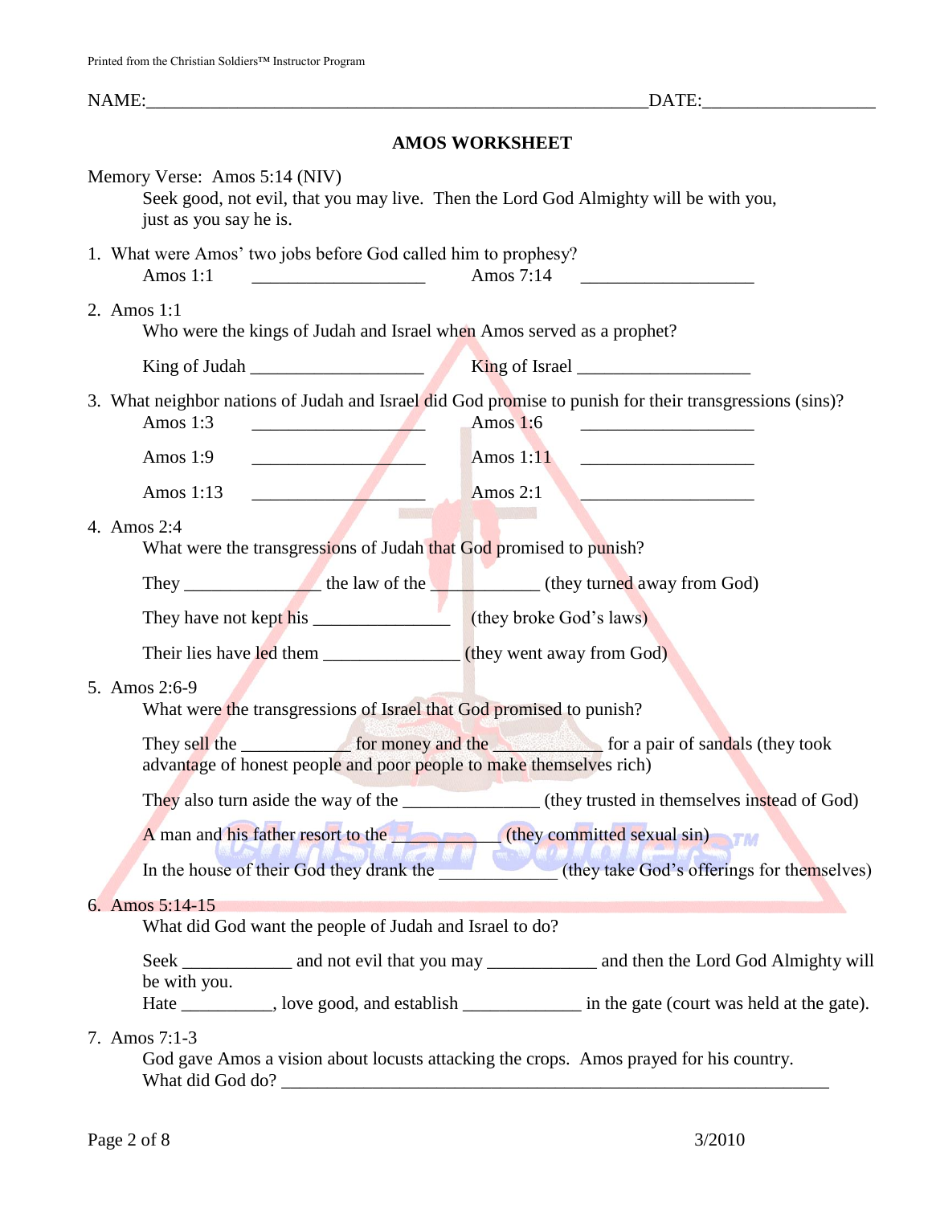NAME:_______________________________________________________DATE:__________________

## AMOS WORKSHEET

Memory Verse: Amos 5:14 (NIV)

> Seek good, not evil, that you may live. Then the Lord God Almighty will be with you, just as you say he is.

1. What were Amos' two jobs before God called him to prophesy?

   Amos 1:1 ___________________ Amos 7:14 ___________________

2. Amos 1:1

   Who were the kings of Judah and Israel when Amos served as a prophet?

   King of Judah ___________________ King of Israel ___________________

3. What neighbor nations of Judah and Israel did God promise to punish for their transgressions (sins)?

   Amos 1:3 ___________________ Amos 1:6 ___________________

   Amos 1:9 ___________________ Amos 1:11 ___________________

   Amos 1:13 ___________________ Amos 2:1 ___________________

4. Amos 2:4

   What were the transgressions of Judah that God promised to punish?

   They _______________ the law of the ____________ (they turned away from God)

   They have not kept his _______________ (they broke God's laws)

   Their lies have led them _______________ (they went away from God)

5. Amos 2:6-9

   What were the transgressions of Israel that God promised to punish?

   They sell the ____________ for money and the ____________ for a pair of sandals (they took advantage of honest people and poor people to make themselves rich)

   They also turn aside the way of the _______________ (they trusted in themselves instead of God)

   A man and his father resort to the ____________ (they committed sexual sin)

   In the house of their God they drank the _____________ (they take God's offerings for themselves)

6. Amos 5:14-15

   What did God want the people of Judah and Israel to do?

   Seek ____________ and not evil that you may ____________ and then the Lord God Almighty will be with you.

   Hate __________, love good, and establish _____________ in the gate (court was held at the gate).

7. Amos 7:1-3

   God gave Amos a vision about locusts attacking the crops. Amos prayed for his country.

   What did God do? ____________________________________________________________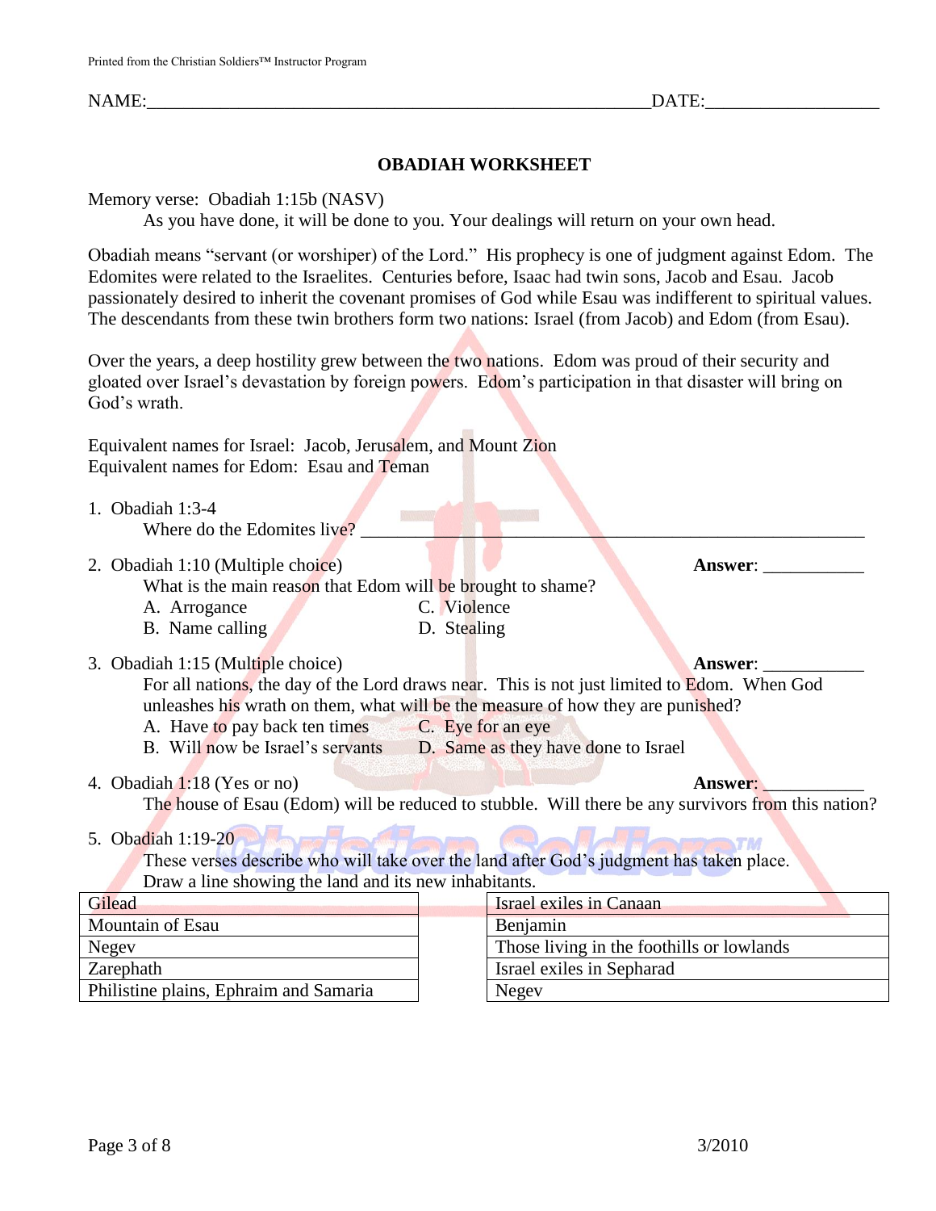NAME:_______________________________________________________DATE:__________________

# OBADIAH WORKSHEET

Memory verse: Obadiah 1:15b (NASV)

As you have done, it will be done to you. Your dealings will return on your own head.

Obadiah means "servant (or worshiper) of the Lord." His prophecy is one of judgment against Edom. The Edomites were related to the Israelites. Centuries before, Isaac had twin sons, Jacob and Esau. Jacob passionately desired to inherit the covenant promises of God while Esau was indifferent to spiritual values. The descendants from these twin brothers form two nations: Israel (from Jacob) and Edom (from Esau).

Over the years, a deep hostility grew between the two nations. Edom was proud of their security and gloated over Israel's devastation by foreign powers. Edom's participation in that disaster will bring on God's wrath.

Equivalent names for Israel: Jacob, Jerusalem, and Mount Zion
Equivalent names for Edom: Esau and Teman

1. Obadiah 1:3-4

   Where do the Edomites live? ______________________________________________

2. Obadiah 1:10 (Multiple choice) **Answer**: ___________

   What is the main reason that Edom will be brought to shame?

   A. Arrogance
   B. Name calling
   C. Violence
   D. Stealing

3. Obadiah 1:15 (Multiple choice) **Answer**: ___________

   For all nations, the day of the Lord draws near. This is not just limited to Edom. When God unleashes his wrath on them, what will be the measure of how they are punished?

   A. Have to pay back ten times
   B. Will now be Israel's servants
   C. Eye for an eye
   D. Same as they have done to Israel

4. Obadiah 1:18 (Yes or no) **Answer**: ___________

   The house of Esau (Edom) will be reduced to stubble. Will there be any survivors from this nation?

5. Obadiah 1:19-20

   These verses describe who will take over the land after God's judgment has taken place. Draw a line showing the land and its new inhabitants.

| Land | | Inhabitants |
|---|---|---|
| Gilead | | Israel exiles in Canaan |
| Mountain of Esau | | Benjamin |
| Negev | | Those living in the foothills or lowlands |
| Zarephath | | Israel exiles in Sepharad |
| Philistine plains, Ephraim and Samaria | | Negev |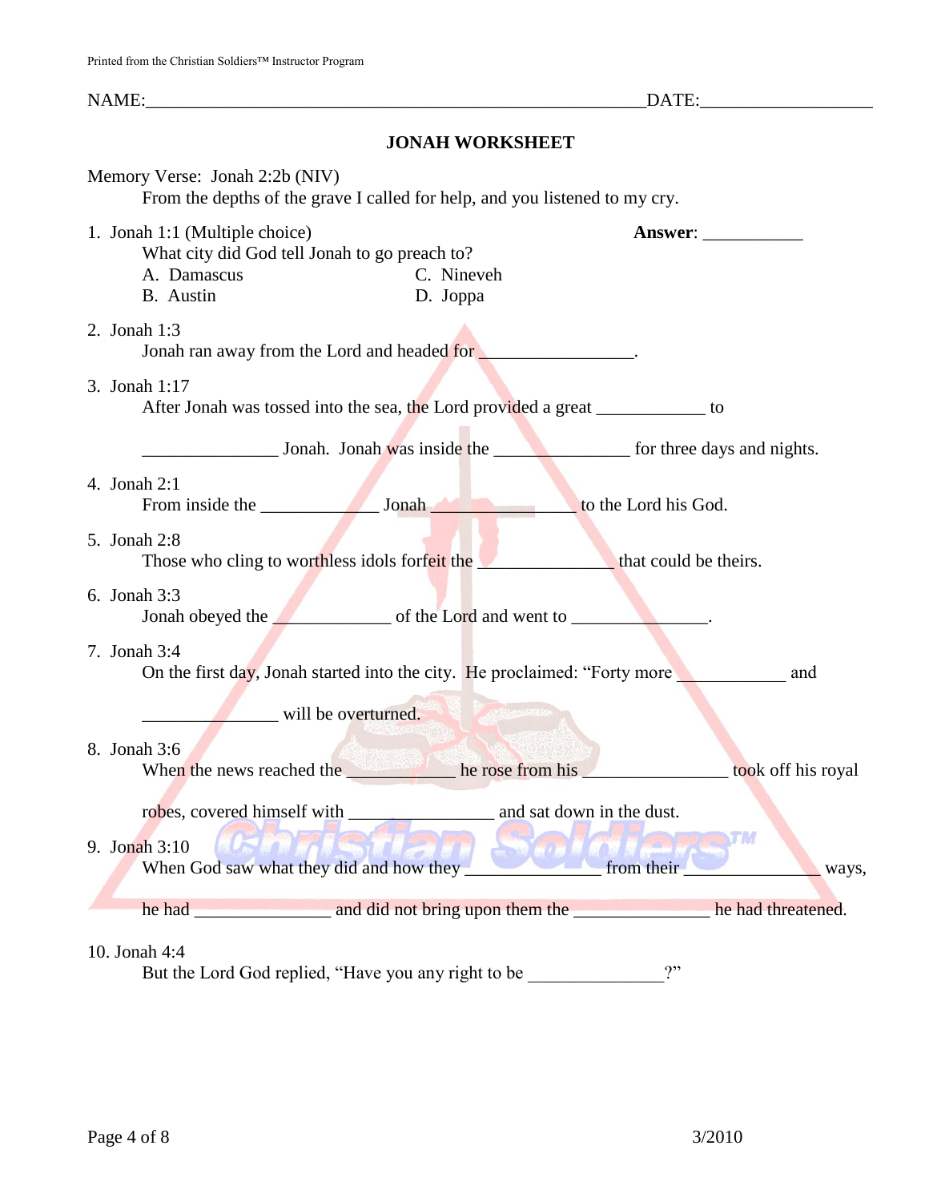NAME:_______________________________________________________DATE:__________________

## JONAH WORKSHEET

Memory Verse: Jonah 2:2b (NIV)
From the depths of the grave I called for help, and you listened to my cry.

1. Jonah 1:1 (Multiple choice) **Answer**: ___________
   What city did God tell Jonah to go preach to?
   A. Damascus
   B. Austin
   C. Nineveh
   D. Joppa

2. Jonah 1:3
   Jonah ran away from the Lord and headed for _________________.

3. Jonah 1:17
   After Jonah was tossed into the sea, the Lord provided a great ____________ to _______________ Jonah. Jonah was inside the _______________ for three days and nights.

4. Jonah 2:1
   From inside the _____________ Jonah _______________ to the Lord his God.

5. Jonah 2:8
   Those who cling to worthless idols forfeit the ______________ that could be theirs.

6. Jonah 3:3
   Jonah obeyed the _____________ of the Lord and went to _______________.

7. Jonah 3:4
   On the first day, Jonah started into the city. He proclaimed: "Forty more ____________ and _______________ will be overturned.

8. Jonah 3:6
   When the news reached the ____________ he rose from his ________________ took off his royal robes, covered himself with ________________ and sat down in the dust.

9. Jonah 3:10
   When God saw what they did and how they _______________ from their _______________ ways, he had _______________ and did not bring upon them the _______________ he had threatened.

10. Jonah 4:4
    But the Lord God replied, "Have you any right to be _______________?"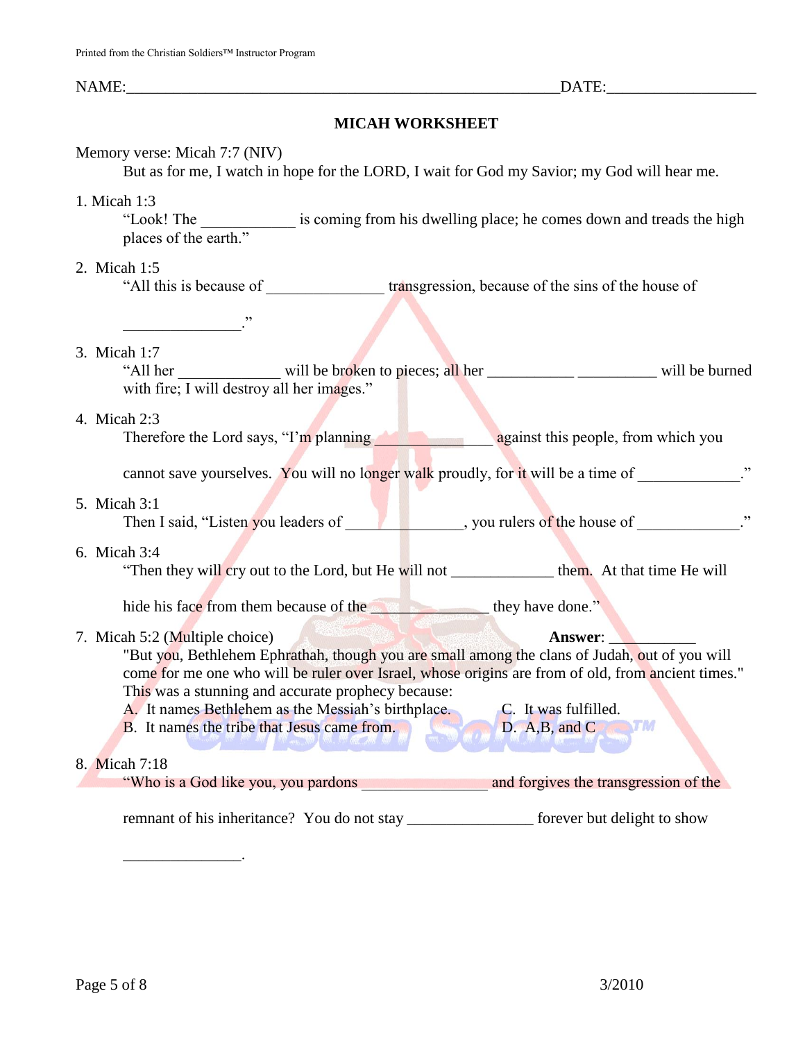NAME:___________________________________________________________DATE:___________________

## MICAH WORKSHEET

Memory verse: Micah 7:7 (NIV)

But as for me, I watch in hope for the LORD, I wait for God my Savior; my God will hear me.

1. Micah 1:3

   "Look! The ____________ is coming from his dwelling place; he comes down and treads the high places of the earth."

2. Micah 1:5

   "All this is because of _______________ transgression, because of the sins of the house of _______________."

3. Micah 1:7

   "All her _____________ will be broken to pieces; all her ___________ __________ will be burned with fire; I will destroy all her images."

4. Micah 2:3

   Therefore the Lord says, "I'm planning _______________ against this people, from which you cannot save yourselves. You will no longer walk proudly, for it will be a time of _____________."

5. Micah 3:1

   Then I said, "Listen you leaders of _______________, you rulers of the house of _____________."

6. Micah 3:4

   "Then they will cry out to the Lord, but He will not _____________ them. At that time He will hide his face from them because of the _______________ they have done."

7. Micah 5:2 (Multiple choice) **Answer**: ___________

   "But you, Bethlehem Ephrathah, though you are small among the clans of Judah, out of you will come for me one who will be ruler over Israel, whose origins are from of old, from ancient times."

   This was a stunning and accurate prophecy because:

   A. It names Bethlehem as the Messiah's birthplace.
   B. It names the tribe that Jesus came from.
   C. It was fulfilled.
   D. A,B, and C

8. Micah 7:18

   "Who is a God like you, you pardons ________________ and forgives the transgression of the remnant of his inheritance? You do not stay ________________ forever but delight to show _______________.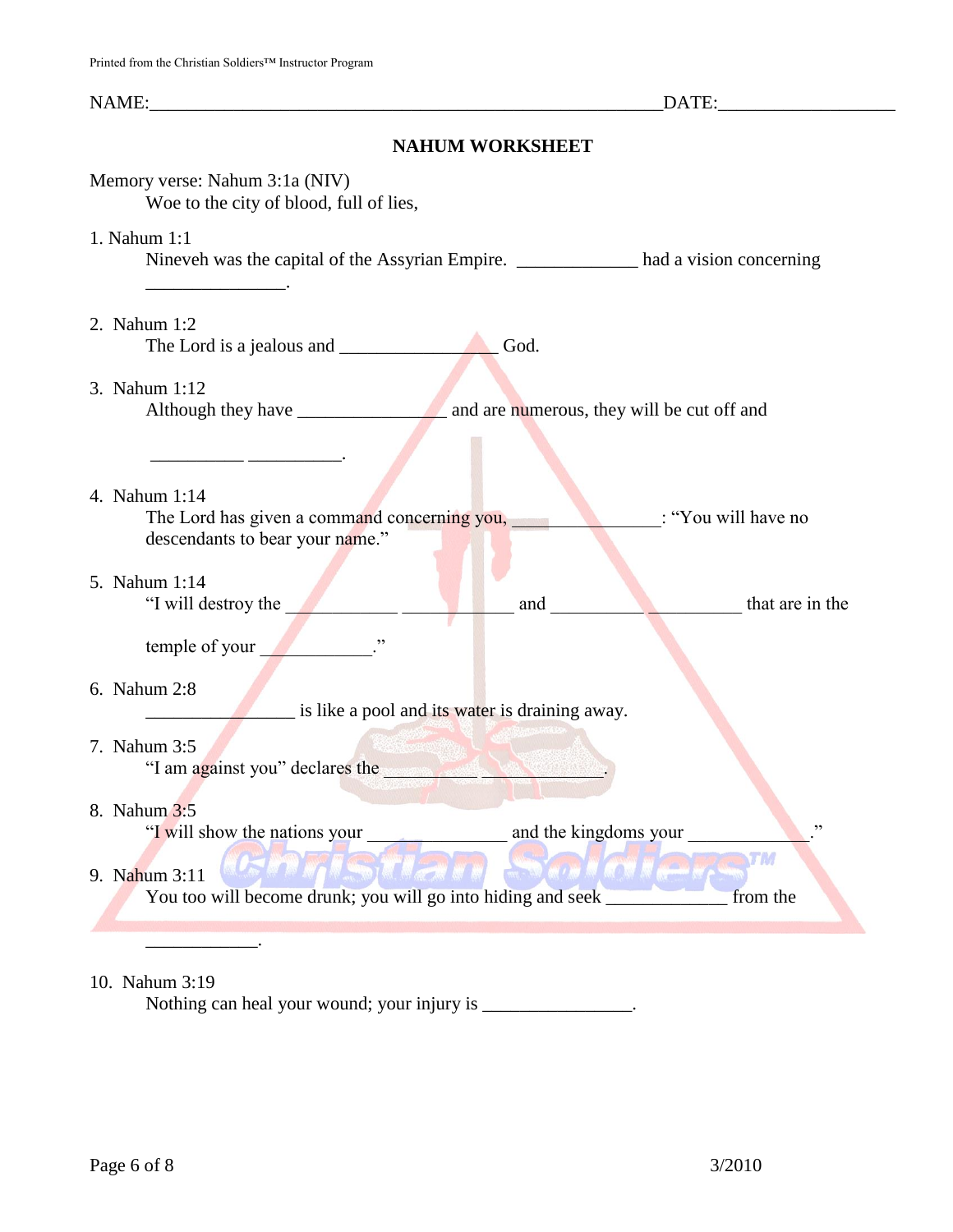NAME:_______________________________________________________DATE:___________________

## NAHUM WORKSHEET

Memory verse: Nahum 3:1a (NIV)

Woe to the city of blood, full of lies,

1. Nahum 1:1

   Nineveh was the capital of the Assyrian Empire. _____________ had a vision concerning _______________.

2. Nahum 1:2

   The Lord is a jealous and _________________ God.

3. Nahum 1:12

   Although they have ________________ and are numerous, they will be cut off and __________ __________.

4. Nahum 1:14

   The Lord has given a command concerning you, ________________: "You will have no descendants to bear your name."

5. Nahum 1:14

   "I will destroy the ____________ ____________ and ____________ __________ that are in the temple of your ____________."

6. Nahum 2:8

   ________________ is like a pool and its water is draining away.

7. Nahum 3:5

   "I am against you" declares the __________ ____________.

8. Nahum 3:5

   "I will show the nations your _______________ and the kingdoms your _____________."

9. Nahum 3:11

   You too will become drunk; you will go into hiding and seek _____________ from the ____________.

10. Nahum 3:19

    Nothing can heal your wound; your injury is ________________.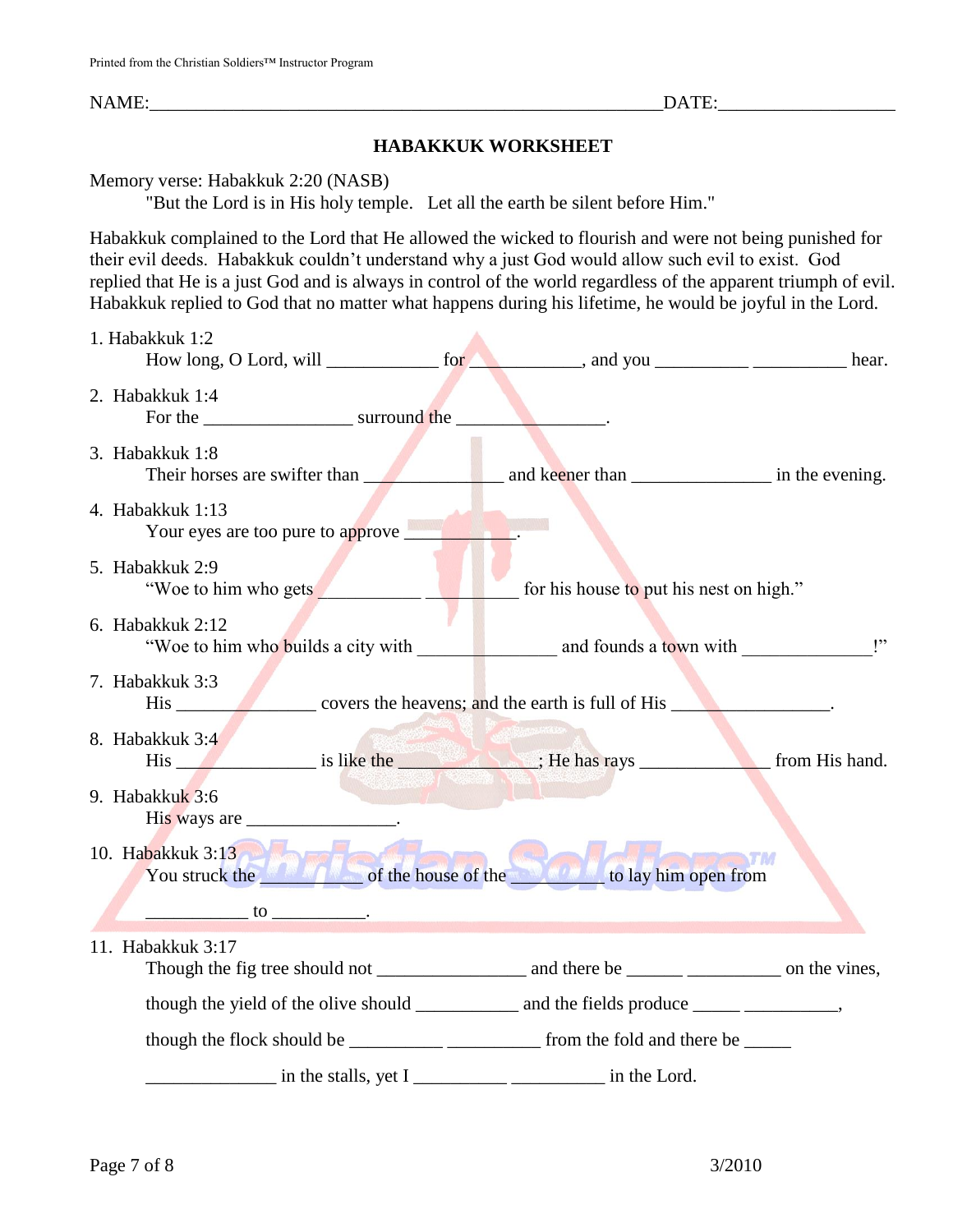NAME:________________________________________________________DATE:__________________

## HABAKKUK WORKSHEET

Memory verse: Habakkuk 2:20 (NASB)

"But the Lord is in His holy temple. Let all the earth be silent before Him."

Habakkuk complained to the Lord that He allowed the wicked to flourish and were not being punished for their evil deeds. Habakkuk couldn't understand why a just God would allow such evil to exist. God replied that He is a just God and is always in control of the world regardless of the apparent triumph of evil. Habakkuk replied to God that no matter what happens during his lifetime, he would be joyful in the Lord.

1. Habakkuk 1:2
   How long, O Lord, will ____________ for ____________, and you __________ __________ hear.

2. Habakkuk 1:4
   For the ________________ surround the ________________.

3. Habakkuk 1:8
   Their horses are swifter than _______________ and keener than _______________ in the evening.

4. Habakkuk 1:13
   Your eyes are too pure to approve ____________.

5. Habakkuk 2:9
   "Woe to him who gets ___________ __________ for his house to put his nest on high."

6. Habakkuk 2:12
   "Woe to him who builds a city with _______________ and founds a town with ______________!"

7. Habakkuk 3:3
   His _______________ covers the heavens; and the earth is full of His _________________.

8. Habakkuk 3:4
   His _______________ is like the _______________; He has rays _______________ from His hand.

9. Habakkuk 3:6
   His ways are ________________.

10. Habakkuk 3:13
    You struck the ___________ of the house of the __________ to lay him open from

    ___________ to __________.

11. Habakkuk 3:17
    Though the fig tree should not ________________ and there be ______ __________ on the vines,

    though the yield of the olive should ___________ and the fields produce _____ __________,

    though the flock should be __________ __________ from the fold and there be _____

    ______________ in the stalls, yet I __________ __________ in the Lord.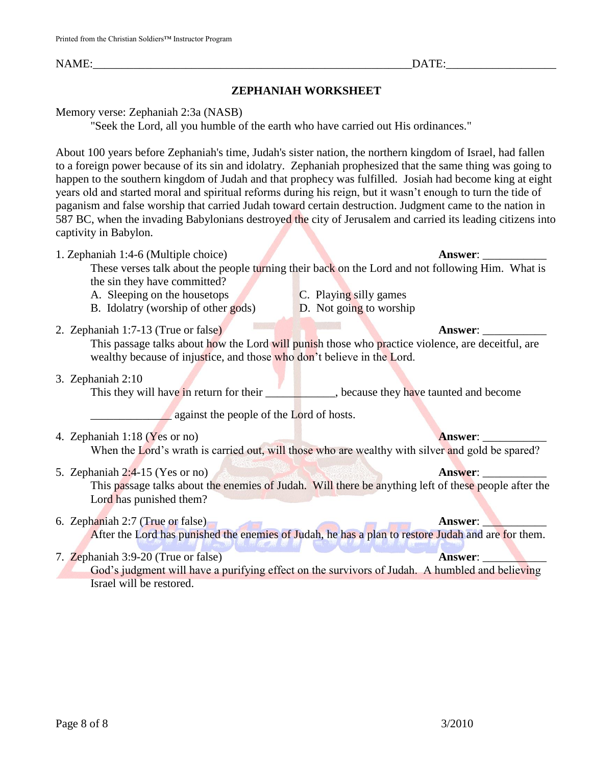NAME:_______________________________________________________DATE:__________________

## ZEPHANIAH WORKSHEET

Memory verse: Zephaniah 2:3a (NASB)

"Seek the Lord, all you humble of the earth who have carried out His ordinances."

About 100 years before Zephaniah's time, Judah's sister nation, the northern kingdom of Israel, had fallen to a foreign power because of its sin and idolatry. Zephaniah prophesized that the same thing was going to happen to the southern kingdom of Judah and that prophecy was fulfilled. Josiah had become king at eight years old and started moral and spiritual reforms during his reign, but it wasn't enough to turn the tide of paganism and false worship that carried Judah toward certain destruction. Judgment came to the nation in 587 BC, when the invading Babylonians destroyed the city of Jerusalem and carried its leading citizens into captivity in Babylon.

1. Zephaniah 1:4-6 (Multiple choice) **Answer**: ___________

   These verses talk about the people turning their back on the Lord and not following Him. What is the sin they have committed?

   A. Sleeping on the housetops
   B. Idolatry (worship of other gods)
   C. Playing silly games
   D. Not going to worship

2. Zephaniah 1:7-13 (True or false) **Answer**: ___________

   This passage talks about how the Lord will punish those who practice violence, are deceitful, are wealthy because of injustice, and those who don't believe in the Lord.

3. Zephaniah 2:10

   This they will have in return for their ____________, because they have taunted and become ______________ against the people of the Lord of hosts.

4. Zephaniah 1:18 (Yes or no) **Answer**: ___________

   When the Lord's wrath is carried out, will those who are wealthy with silver and gold be spared?

5. Zephaniah 2:4-15 (Yes or no) **Answer**: ___________

   This passage talks about the enemies of Judah. Will there be anything left of these people after the Lord has punished them?

6. Zephaniah 2:7 (True or false) **Answer**: ___________

   After the Lord has punished the enemies of Judah, he has a plan to restore Judah and are for them.

7. Zephaniah 3:9-20 (True or false) **Answer**: ___________

   God's judgment will have a purifying effect on the survivors of Judah. A humbled and believing Israel will be restored.